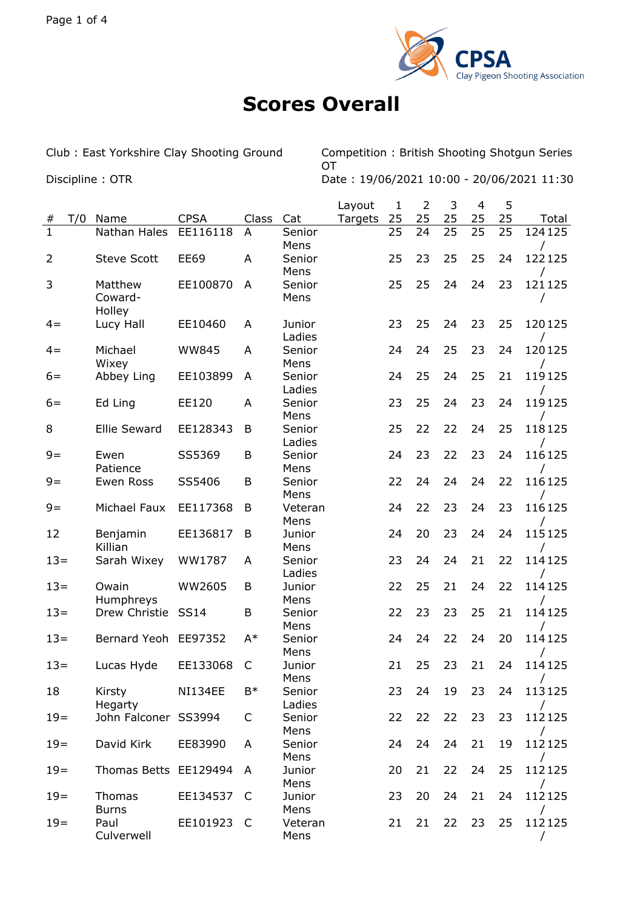# Scores Overall

Club : East Yorkshire Clay Shooting Ground

Discipline : OTR

Competition : British Shooting Shotgun Series OT

Date : 19/06/2021 10:00 - 20/06/2021 11:30

| # | T/0 | Name | CPSA | Class | Cat | Layout Targets | 1 25 | 2 25 | 3 25 | 4 25 | 5 25 | Total |
|---|---|---|---|---|---|---|---|---|---|---|---|---|
| 1 | | Nathan Hales | EE116118 | A | Senior Mens | | 25 | 24 | 25 | 25 | 25 | 124 / 125 |
| 2 | | Steve Scott | EE69 | A | Senior Mens | | 25 | 23 | 25 | 25 | 24 | 122 / 125 |
| 3 | | Matthew Coward-Holley | EE100870 | A | Senior Mens | | 25 | 25 | 24 | 24 | 23 | 121 / 125 |
| 4= | | Lucy Hall | EE10460 | A | Junior Ladies | | 23 | 25 | 24 | 23 | 25 | 120 / 125 |
| 4= | | Michael Wixey | WW845 | A | Senior Mens | | 24 | 24 | 25 | 23 | 24 | 120 / 125 |
| 6= | | Abbey Ling | EE103899 | A | Senior Ladies | | 24 | 25 | 24 | 25 | 21 | 119 / 125 |
| 6= | | Ed Ling | EE120 | A | Senior Mens | | 23 | 25 | 24 | 23 | 24 | 119 / 125 |
| 8 | | Ellie Seward | EE128343 | B | Senior Ladies | | 25 | 22 | 22 | 24 | 25 | 118 / 125 |
| 9= | | Ewen Patience | SS5369 | B | Senior Mens | | 24 | 23 | 22 | 23 | 24 | 116 / 125 |
| 9= | | Ewen Ross | SS5406 | B | Senior Mens | | 22 | 24 | 24 | 24 | 22 | 116 / 125 |
| 9= | | Michael Faux | EE117368 | B | Veteran Mens | | 24 | 22 | 23 | 24 | 23 | 116 / 125 |
| 12 | | Benjamin Killian | EE136817 | B | Junior Mens | | 24 | 20 | 23 | 24 | 24 | 115 / 125 |
| 13= | | Sarah Wixey | WW1787 | A | Senior Ladies | | 23 | 24 | 24 | 21 | 22 | 114 / 125 |
| 13= | | Owain Humphreys | WW2605 | B | Junior Mens | | 22 | 25 | 21 | 24 | 22 | 114 / 125 |
| 13= | | Drew Christie | SS14 | B | Senior Mens | | 22 | 23 | 23 | 25 | 21 | 114 / 125 |
| 13= | | Bernard Yeoh | EE97352 | A* | Senior Mens | | 24 | 24 | 22 | 24 | 20 | 114 / 125 |
| 13= | | Lucas Hyde | EE133068 | C | Junior Mens | | 21 | 25 | 23 | 21 | 24 | 114 / 125 |
| 18 | | Kirsty Hegarty | NI134EE | B* | Senior Ladies | | 23 | 24 | 19 | 23 | 24 | 113 / 125 |
| 19= | | John Falconer | SS3994 | C | Senior Mens | | 22 | 22 | 22 | 23 | 23 | 112 / 125 |
| 19= | | David Kirk | EE83990 | A | Senior Mens | | 24 | 24 | 24 | 21 | 19 | 112 / 125 |
| 19= | | Thomas Betts | EE129494 | A | Junior Mens | | 20 | 21 | 22 | 24 | 25 | 112 / 125 |
| 19= | | Thomas Burns | EE134537 | C | Junior Mens | | 23 | 20 | 24 | 21 | 24 | 112 / 125 |
| 19= | | Paul Culverwell | EE101923 | C | Veteran Mens | | 21 | 21 | 22 | 23 | 25 | 112 / 125 |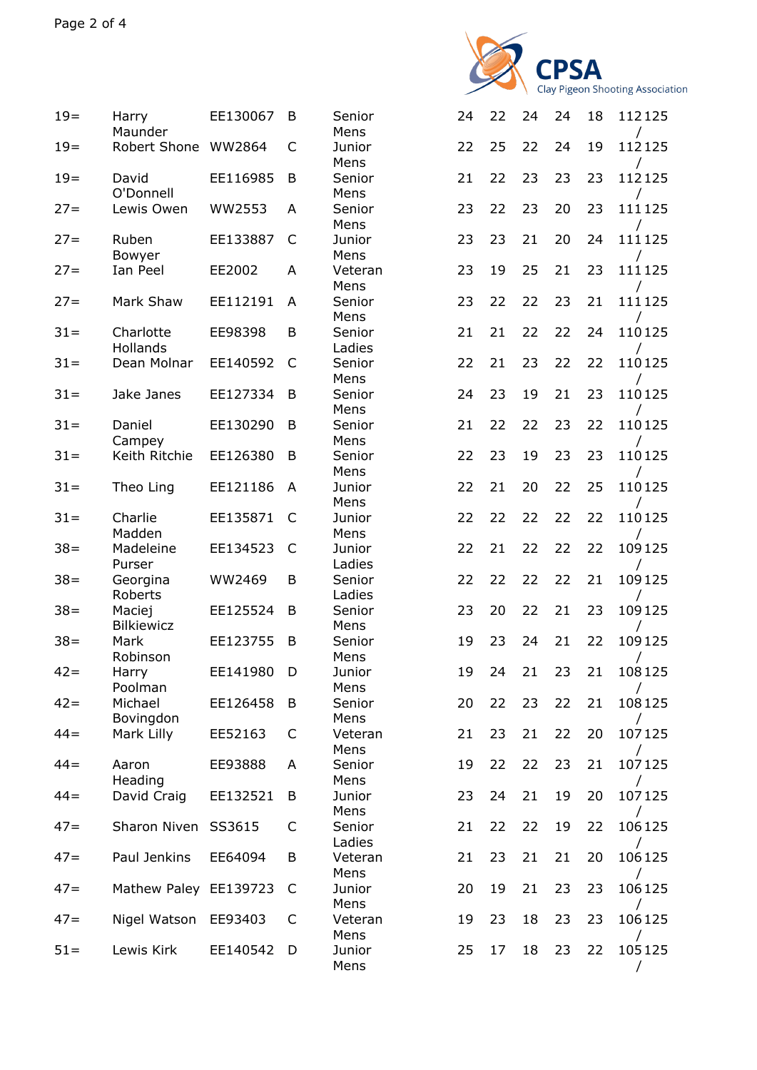| | | | | | | | | | | |
|---|---|---|---|---|---|---|---|---|---|---|
| 19= | Harry Maunder | EE130067 | B | Senior Mens | 24 | 22 | 24 | 24 | 18 | 112 125 / |
| 19= | Robert Shone | WW2864 | C | Junior Mens | 22 | 25 | 22 | 24 | 19 | 112 125 / |
| 19= | David O'Donnell | EE116985 | B | Senior Mens | 21 | 22 | 23 | 23 | 23 | 112 125 / |
| 27= | Lewis Owen | WW2553 | A | Senior Mens | 23 | 22 | 23 | 20 | 23 | 111 125 / |
| 27= | Ruben Bowyer | EE133887 | C | Junior Mens | 23 | 23 | 21 | 20 | 24 | 111 125 / |
| 27= | Ian Peel | EE2002 | A | Veteran Mens | 23 | 19 | 25 | 21 | 23 | 111 125 / |
| 27= | Mark Shaw | EE112191 | A | Senior Mens | 23 | 22 | 22 | 23 | 21 | 111 125 / |
| 31= | Charlotte Hollands | EE98398 | B | Senior Ladies | 21 | 21 | 22 | 22 | 24 | 110 125 / |
| 31= | Dean Molnar | EE140592 | C | Senior Mens | 22 | 21 | 23 | 22 | 22 | 110 125 / |
| 31= | Jake Janes | EE127334 | B | Senior Mens | 24 | 23 | 19 | 21 | 23 | 110 125 / |
| 31= | Daniel Campey | EE130290 | B | Senior Mens | 21 | 22 | 22 | 23 | 22 | 110 125 / |
| 31= | Keith Ritchie | EE126380 | B | Senior Mens | 22 | 23 | 19 | 23 | 23 | 110 125 / |
| 31= | Theo Ling | EE121186 | A | Junior Mens | 22 | 21 | 20 | 22 | 25 | 110 125 / |
| 31= | Charlie Madden | EE135871 | C | Junior Mens | 22 | 22 | 22 | 22 | 22 | 110 125 / |
| 38= | Madeleine Purser | EE134523 | C | Junior Ladies | 22 | 21 | 22 | 22 | 22 | 109 125 / |
| 38= | Georgina Roberts | WW2469 | B | Senior Ladies | 22 | 22 | 22 | 22 | 21 | 109 125 / |
| 38= | Maciej Bilkiewicz | EE125524 | B | Senior Mens | 23 | 20 | 22 | 21 | 23 | 109 125 / |
| 38= | Mark Robinson | EE123755 | B | Senior Mens | 19 | 23 | 24 | 21 | 22 | 109 125 / |
| 42= | Harry Poolman | EE141980 | D | Junior Mens | 19 | 24 | 21 | 23 | 21 | 108 125 / |
| 42= | Michael Bovingdon | EE126458 | B | Senior Mens | 20 | 22 | 23 | 22 | 21 | 108 125 / |
| 44= | Mark Lilly | EE52163 | C | Veteran Mens | 21 | 23 | 21 | 22 | 20 | 107 125 / |
| 44= | Aaron Heading | EE93888 | A | Senior Mens | 19 | 22 | 22 | 23 | 21 | 107 125 / |
| 44= | David Craig | EE132521 | B | Junior Mens | 23 | 24 | 21 | 19 | 20 | 107 125 / |
| 47= | Sharon Niven | SS3615 | C | Senior Ladies | 21 | 22 | 22 | 19 | 22 | 106 125 / |
| 47= | Paul Jenkins | EE64094 | B | Veteran Mens | 21 | 23 | 21 | 21 | 20 | 106 125 / |
| 47= | Mathew Paley | EE139723 | C | Junior Mens | 20 | 19 | 21 | 23 | 23 | 106 125 / |
| 47= | Nigel Watson | EE93403 | C | Veteran Mens | 19 | 23 | 18 | 23 | 23 | 106 125 / |
| 51= | Lewis Kirk | EE140542 | D | Junior Mens | 25 | 17 | 18 | 23 | 22 | 105 125 / |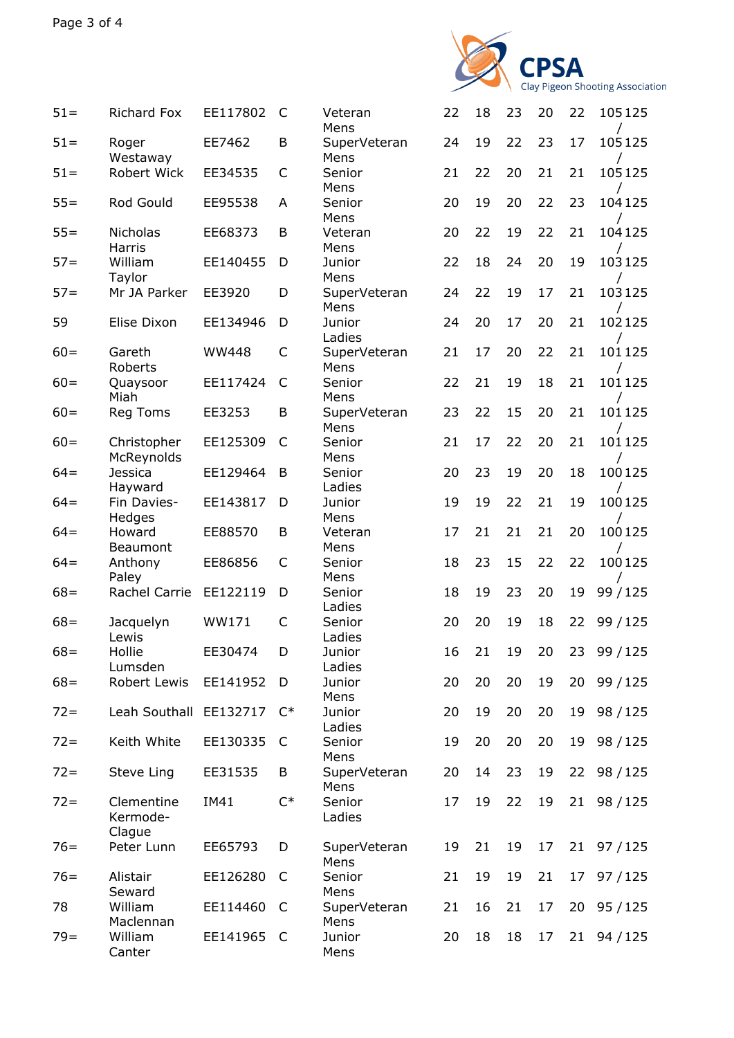| | | | | | | | | | | |
|---|---|---|---|---|---|---|---|---|---|---|
| 51= | Richard Fox | EE117802 | C | Veteran Mens | 22 | 18 | 23 | 20 | 22 | 105 / 125 |
| 51= | Roger Westaway | EE7462 | B | SuperVeteran Mens | 24 | 19 | 22 | 23 | 17 | 105 / 125 |
| 51= | Robert Wick | EE34535 | C | Senior Mens | 21 | 22 | 20 | 21 | 21 | 105 / 125 |
| 55= | Rod Gould | EE95538 | A | Senior Mens | 20 | 19 | 20 | 22 | 23 | 104 / 125 |
| 55= | Nicholas Harris | EE68373 | B | Veteran Mens | 20 | 22 | 19 | 22 | 21 | 104 / 125 |
| 57= | William Taylor | EE140455 | D | Junior Mens | 22 | 18 | 24 | 20 | 19 | 103 / 125 |
| 57= | Mr JA Parker | EE3920 | D | SuperVeteran Mens | 24 | 22 | 19 | 17 | 21 | 103 / 125 |
| 59 | Elise Dixon | EE134946 | D | Junior Ladies | 24 | 20 | 17 | 20 | 21 | 102 / 125 |
| 60= | Gareth Roberts | WW448 | C | SuperVeteran Mens | 21 | 17 | 20 | 22 | 21 | 101 / 125 |
| 60= | Quaysoor Miah | EE117424 | C | Senior Mens | 22 | 21 | 19 | 18 | 21 | 101 / 125 |
| 60= | Reg Toms | EE3253 | B | SuperVeteran Mens | 23 | 22 | 15 | 20 | 21 | 101 / 125 |
| 60= | Christopher McReynolds | EE125309 | C | Senior Mens | 21 | 17 | 22 | 20 | 21 | 101 / 125 |
| 64= | Jessica Hayward | EE129464 | B | Senior Ladies | 20 | 23 | 19 | 20 | 18 | 100 / 125 |
| 64= | Fin Davies-Hedges | EE143817 | D | Junior Mens | 19 | 19 | 22 | 21 | 19 | 100 / 125 |
| 64= | Howard Beaumont | EE88570 | B | Veteran Mens | 17 | 21 | 21 | 21 | 20 | 100 / 125 |
| 64= | Anthony Paley | EE86856 | C | Senior Mens | 18 | 23 | 15 | 22 | 22 | 100 / 125 |
| 68= | Rachel Carrie | EE122119 | D | Senior Ladies | 18 | 19 | 23 | 20 | 19 | 99 / 125 |
| 68= | Jacquelyn Lewis | WW171 | C | Senior Ladies | 20 | 20 | 19 | 18 | 22 | 99 / 125 |
| 68= | Hollie Lumsden | EE30474 | D | Junior Ladies | 16 | 21 | 19 | 20 | 23 | 99 / 125 |
| 68= | Robert Lewis | EE141952 | D | Junior Mens | 20 | 20 | 20 | 19 | 20 | 99 / 125 |
| 72= | Leah Southall | EE132717 | C* | Junior Ladies | 20 | 19 | 20 | 20 | 19 | 98 / 125 |
| 72= | Keith White | EE130335 | C | Senior Mens | 19 | 20 | 20 | 20 | 19 | 98 / 125 |
| 72= | Steve Ling | EE31535 | B | SuperVeteran Mens | 20 | 14 | 23 | 19 | 22 | 98 / 125 |
| 72= | Clementine Kermode-Clague | IM41 | C* | Senior Ladies | 17 | 19 | 22 | 19 | 21 | 98 / 125 |
| 76= | Peter Lunn | EE65793 | D | SuperVeteran Mens | 19 | 21 | 19 | 17 | 21 | 97 / 125 |
| 76= | Alistair Seward | EE126280 | C | Senior Mens | 21 | 19 | 19 | 21 | 17 | 97 / 125 |
| 78 | William Maclennan | EE114460 | C | SuperVeteran Mens | 21 | 16 | 21 | 17 | 20 | 95 / 125 |
| 79= | William Canter | EE141965 | C | Junior Mens | 20 | 18 | 18 | 17 | 21 | 94 / 125 |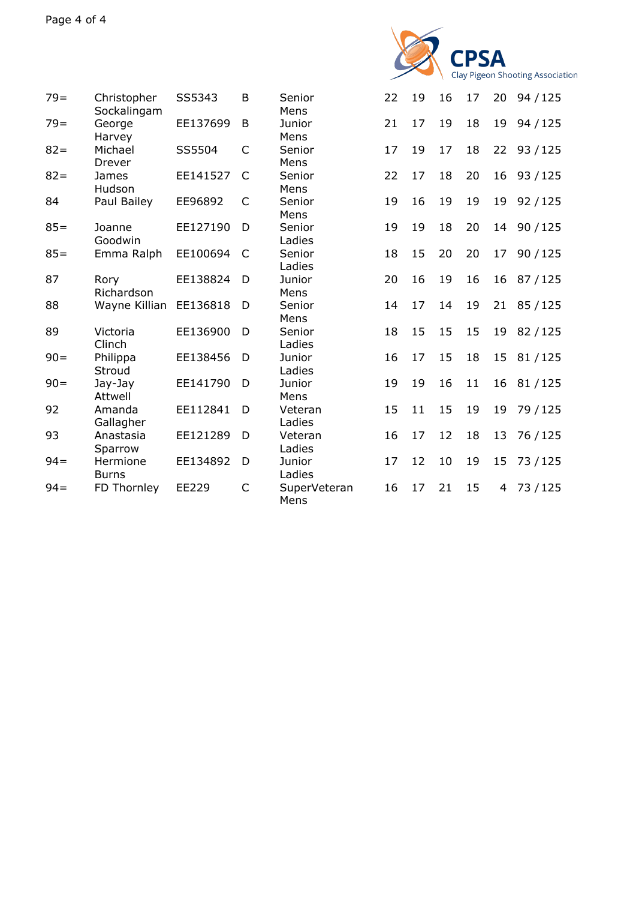| | | | | | | | | | | |
|---|---|---|---|---|---|---|---|---|---|---|
| 79= | Christopher Sockalingam | SS5343 | B | Senior Mens | 22 | 19 | 16 | 17 | 20 | 94 / 125 |
| 79= | George Harvey | EE137699 | B | Junior Mens | 21 | 17 | 19 | 18 | 19 | 94 / 125 |
| 82= | Michael Drever | SS5504 | C | Senior Mens | 17 | 19 | 17 | 18 | 22 | 93 / 125 |
| 82= | James Hudson | EE141527 | C | Senior Mens | 22 | 17 | 18 | 20 | 16 | 93 / 125 |
| 84 | Paul Bailey | EE96892 | C | Senior Mens | 19 | 16 | 19 | 19 | 19 | 92 / 125 |
| 85= | Joanne Goodwin | EE127190 | D | Senior Ladies | 19 | 19 | 18 | 20 | 14 | 90 / 125 |
| 85= | Emma Ralph | EE100694 | C | Senior Ladies | 18 | 15 | 20 | 20 | 17 | 90 / 125 |
| 87 | Rory Richardson | EE138824 | D | Junior Mens | 20 | 16 | 19 | 16 | 16 | 87 / 125 |
| 88 | Wayne Killian | EE136818 | D | Senior Mens | 14 | 17 | 14 | 19 | 21 | 85 / 125 |
| 89 | Victoria Clinch | EE136900 | D | Senior Ladies | 18 | 15 | 15 | 15 | 19 | 82 / 125 |
| 90= | Philippa Stroud | EE138456 | D | Junior Ladies | 16 | 17 | 15 | 18 | 15 | 81 / 125 |
| 90= | Jay-Jay Attwell | EE141790 | D | Junior Mens | 19 | 19 | 16 | 11 | 16 | 81 / 125 |
| 92 | Amanda Gallagher | EE112841 | D | Veteran Ladies | 15 | 11 | 15 | 19 | 19 | 79 / 125 |
| 93 | Anastasia Sparrow | EE121289 | D | Veteran Ladies | 16 | 17 | 12 | 18 | 13 | 76 / 125 |
| 94= | Hermione Burns | EE134892 | D | Junior Ladies | 17 | 12 | 10 | 19 | 15 | 73 / 125 |
| 94= | FD Thornley | EE229 | C | SuperVeteran Mens | 16 | 17 | 21 | 15 | 4 | 73 / 125 |